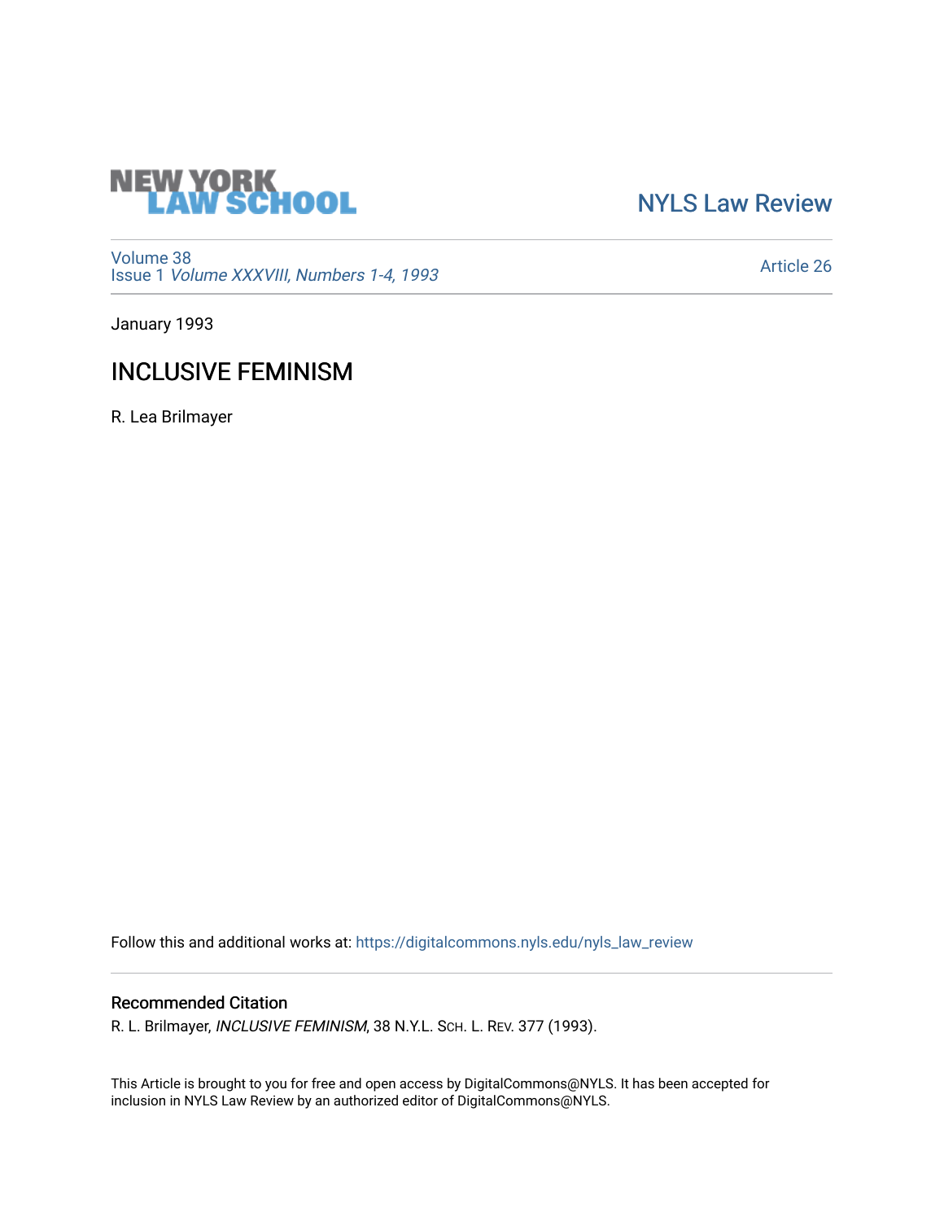NEW YORK LAW SCHOOL

NYLS Law Review

Volume 38
Issue 1 *Volume XXXVIII, Numbers 1-4, 1993*

Article 26

January 1993

# INCLUSIVE FEMINISM

R. Lea Brilmayer

Follow this and additional works at: https://digitalcommons.nyls.edu/nyls_law_review

## Recommended Citation

R. L. Brilmayer, *INCLUSIVE FEMINISM*, 38 N.Y.L. SCH. L. REV. 377 (1993).

This Article is brought to you for free and open access by DigitalCommons@NYLS. It has been accepted for inclusion in NYLS Law Review by an authorized editor of DigitalCommons@NYLS.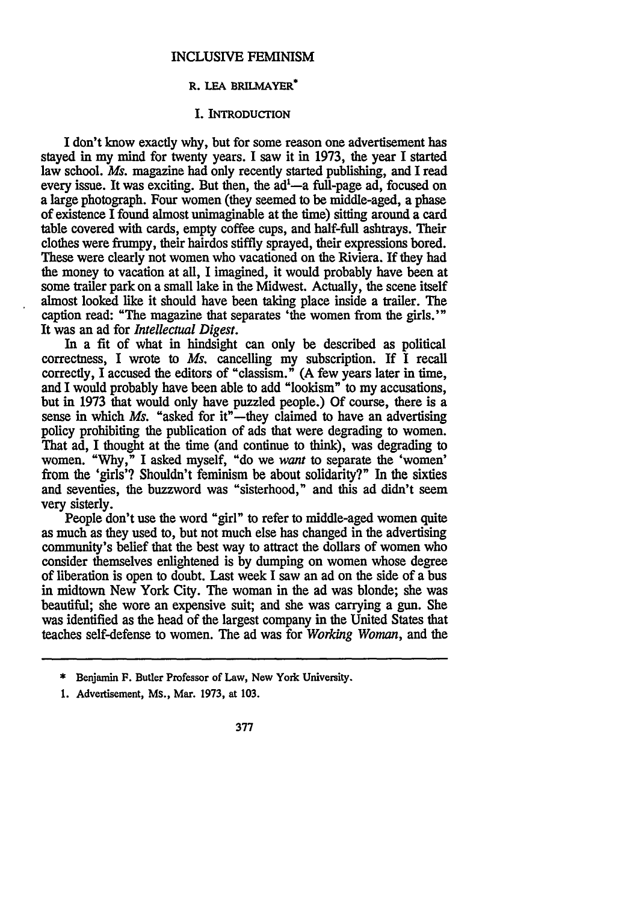# INCLUSIVE FEMINISM

R. LEA BRILMAYER*

## I. INTRODUCTION

I don't know exactly why, but for some reason one advertisement has stayed in my mind for twenty years. I saw it in 1973, the year I started law school. *Ms.* magazine had only recently started publishing, and I read every issue. It was exciting. But then, the ad[1]—a full-page ad, focused on a large photograph. Four women (they seemed to be middle-aged, a phase of existence I found almost unimaginable at the time) sitting around a card table covered with cards, empty coffee cups, and half-full ashtrays. Their clothes were frumpy, their hairdos stiffly sprayed, their expressions bored. These were clearly not women who vacationed on the Riviera. If they had the money to vacation at all, I imagined, it would probably have been at some trailer park on a small lake in the Midwest. Actually, the scene itself almost looked like it should have been taking place inside a trailer. The caption read: "The magazine that separates 'the women from the girls.'" It was an ad for *Intellectual Digest*.

In a fit of what in hindsight can only be described as political correctness, I wrote to *Ms.* cancelling my subscription. If I recall correctly, I accused the editors of "classism." (A few years later in time, and I would probably have been able to add "lookism" to my accusations, but in 1973 that would only have puzzled people.) Of course, there is a sense in which *Ms.* "asked for it"—they claimed to have an advertising policy prohibiting the publication of ads that were degrading to women. That ad, I thought at the time (and continue to think), was degrading to women. "Why," I asked myself, "do we *want* to separate the 'women' from the 'girls'? Shouldn't feminism be about solidarity?" In the sixties and seventies, the buzzword was "sisterhood," and this ad didn't seem very sisterly.

People don't use the word "girl" to refer to middle-aged women quite as much as they used to, but not much else has changed in the advertising community's belief that the best way to attract the dollars of women who consider themselves enlightened is by dumping on women whose degree of liberation is open to doubt. Last week I saw an ad on the side of a bus in midtown New York City. The woman in the ad was blonde; she was beautiful; she wore an expensive suit; and she was carrying a gun. She was identified as the head of the largest company in the United States that teaches self-defense to women. The ad was for *Working Woman*, and the

---

\* Benjamin F. Butler Professor of Law, New York University.

1. Advertisement, Ms., Mar. 1973, at 103.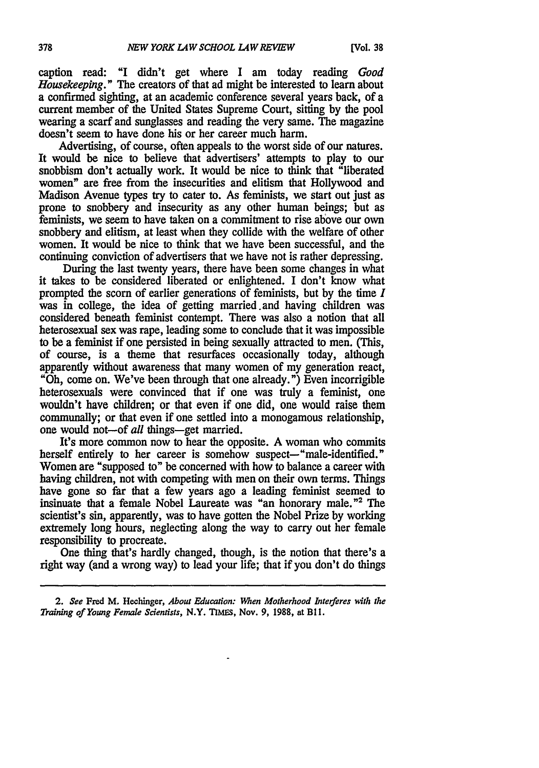caption read: "I didn't get where I am today reading *Good Housekeeping*." The creators of that ad might be interested to learn about a confirmed sighting, at an academic conference several years back, of a current member of the United States Supreme Court, sitting by the pool wearing a scarf and sunglasses and reading the very same. The magazine doesn't seem to have done his or her career much harm.

Advertising, of course, often appeals to the worst side of our natures. It would be nice to believe that advertisers' attempts to play to our snobbism don't actually work. It would be nice to think that "liberated women" are free from the insecurities and elitism that Hollywood and Madison Avenue types try to cater to. As feminists, we start out just as prone to snobbery and insecurity as any other human beings; but as feminists, we seem to have taken on a commitment to rise above our own snobbery and elitism, at least when they collide with the welfare of other women. It would be nice to think that we have been successful, and the continuing conviction of advertisers that we have not is rather depressing.

During the last twenty years, there have been some changes in what it takes to be considered liberated or enlightened. I don't know what prompted the scorn of earlier generations of feminists, but by the time *I* was in college, the idea of getting married and having children was considered beneath feminist contempt. There was also a notion that all heterosexual sex was rape, leading some to conclude that it was impossible to be a feminist if one persisted in being sexually attracted to men. (This, of course, is a theme that resurfaces occasionally today, although apparently without awareness that many women of my generation react, "Oh, come on. We've been through that one already.") Even incorrigible heterosexuals were convinced that if one was truly a feminist, one wouldn't have children; or that even if one did, one would raise them communally; or that even if one settled into a monogamous relationship, one would not—of *all* things—get married.

It's more common now to hear the opposite. A woman who commits herself entirely to her career is somehow suspect—"male-identified." Women are "supposed to" be concerned with how to balance a career with having children, not with competing with men on their own terms. Things have gone so far that a few years ago a leading feminist seemed to insinuate that a female Nobel Laureate was "an honorary male."[2] The scientist's sin, apparently, was to have gotten the Nobel Prize by working extremely long hours, neglecting along the way to carry out her female responsibility to procreate.

One thing that's hardly changed, though, is the notion that there's a right way (and a wrong way) to lead your life; that if you don't do things

---

2. *See* Fred M. Hechinger, *About Education: When Motherhood Interferes with the Training of Young Female Scientists*, N.Y. TIMES, Nov. 9, 1988, at B11.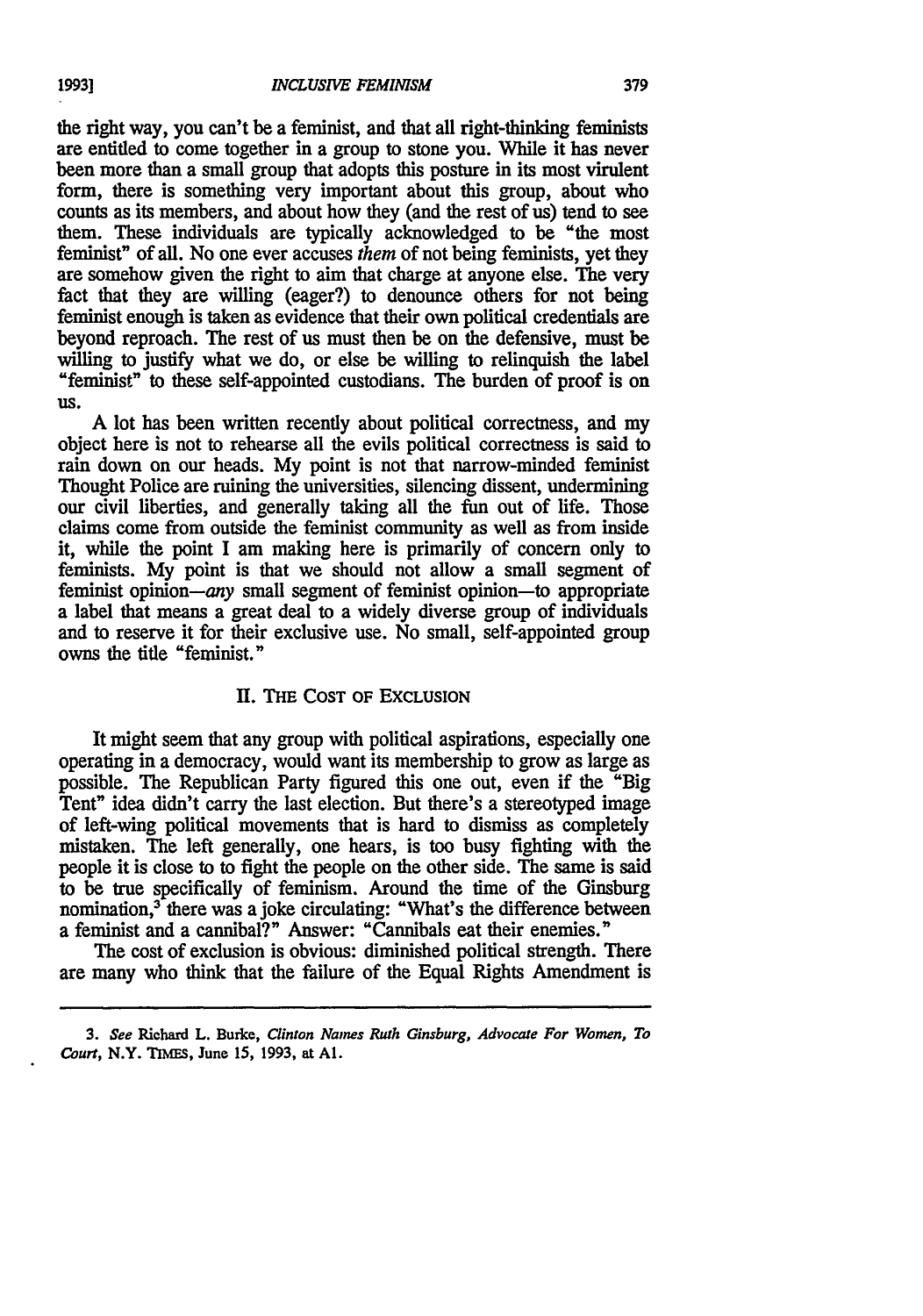the right way, you can't be a feminist, and that all right-thinking feminists are entitled to come together in a group to stone you. While it has never been more than a small group that adopts this posture in its most virulent form, there is something very important about this group, about who counts as its members, and about how they (and the rest of us) tend to see them. These individuals are typically acknowledged to be "the most feminist" of all. No one ever accuses *them* of not being feminists, yet they are somehow given the right to aim that charge at anyone else. The very fact that they are willing (eager?) to denounce others for not being feminist enough is taken as evidence that their own political credentials are beyond reproach. The rest of us must then be on the defensive, must be willing to justify what we do, or else be willing to relinquish the label "feminist" to these self-appointed custodians. The burden of proof is on us.

A lot has been written recently about political correctness, and my object here is not to rehearse all the evils political correctness is said to rain down on our heads. My point is not that narrow-minded feminist Thought Police are ruining the universities, silencing dissent, undermining our civil liberties, and generally taking all the fun out of life. Those claims come from outside the feminist community as well as from inside it, while the point I am making here is primarily of concern only to feminists. My point is that we should not allow a small segment of feminist opinion—*any* small segment of feminist opinion—to appropriate a label that means a great deal to a widely diverse group of individuals and to reserve it for their exclusive use. No small, self-appointed group owns the title "feminist."

## II. The Cost of Exclusion

It might seem that any group with political aspirations, especially one operating in a democracy, would want its membership to grow as large as possible. The Republican Party figured this one out, even if the "Big Tent" idea didn't carry the last election. But there's a stereotyped image of left-wing political movements that is hard to dismiss as completely mistaken. The left generally, one hears, is too busy fighting with the people it is close to to fight the people on the other side. The same is said to be true specifically of feminism. Around the time of the Ginsburg nomination,[3] there was a joke circulating: "What's the difference between a feminist and a cannibal?" Answer: "Cannibals eat their enemies."

The cost of exclusion is obvious: diminished political strength. There are many who think that the failure of the Equal Rights Amendment is

---

3. *See* Richard L. Burke, *Clinton Names Ruth Ginsburg, Advocate For Women, To Court*, N.Y. TIMES, June 15, 1993, at A1.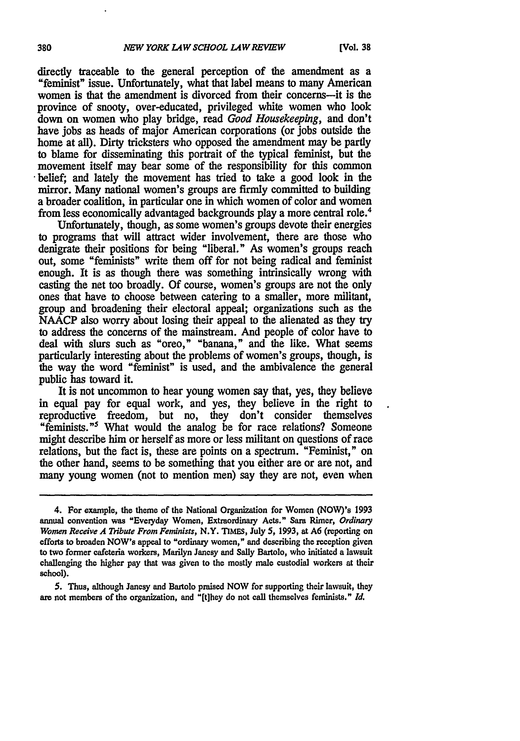directly traceable to the general perception of the amendment as a "feminist" issue. Unfortunately, what that label means to many American women is that the amendment is divorced from their concerns—it is the province of snooty, over-educated, privileged white women who look down on women who play bridge, read *Good Housekeeping*, and don't have jobs as heads of major American corporations (or jobs outside the home at all). Dirty tricksters who opposed the amendment may be partly to blame for disseminating this portrait of the typical feminist, but the movement itself may bear some of the responsibility for this common belief; and lately the movement has tried to take a good look in the mirror. Many national women's groups are firmly committed to building a broader coalition, in particular one in which women of color and women from less economically advantaged backgrounds play a more central role.[4]

Unfortunately, though, as some women's groups devote their energies to programs that will attract wider involvement, there are those who denigrate their positions for being "liberal." As women's groups reach out, some "feminists" write them off for not being radical and feminist enough. It is as though there was something intrinsically wrong with casting the net too broadly. Of course, women's groups are not the only ones that have to choose between catering to a smaller, more militant, group and broadening their electoral appeal; organizations such as the NAACP also worry about losing their appeal to the alienated as they try to address the concerns of the mainstream. And people of color have to deal with slurs such as "oreo," "banana," and the like. What seems particularly interesting about the problems of women's groups, though, is the way the word "feminist" is used, and the ambivalence the general public has toward it.

It is not uncommon to hear young women say that, yes, they believe in equal pay for equal work, and yes, they believe in the right to reproductive freedom, but no, they don't consider themselves "feminists."[5] What would the analog be for race relations? Someone might describe him or herself as more or less militant on questions of race relations, but the fact is, these are points on a spectrum. "Feminist," on the other hand, seems to be something that you either are or are not, and many young women (not to mention men) say they are not, even when

---

4. For example, the theme of the National Organization for Women (NOW)'s 1993 annual convention was "Everyday Women, Extraordinary Acts." Sara Rimer, *Ordinary Women Receive A Tribute From Feminists*, N.Y. TIMES, July 5, 1993, at A6 (reporting on efforts to broaden NOW's appeal to "ordinary women," and describing the reception given to two former cafeteria workers, Marilyn Jancsy and Sally Bartolo, who initiated a lawsuit challenging the higher pay that was given to the mostly male custodial workers at their school).

5. Thus, although Jancsy and Bartolo praised NOW for supporting their lawsuit, they are not members of the organization, and "[t]hey do not call themselves feminists." *Id.*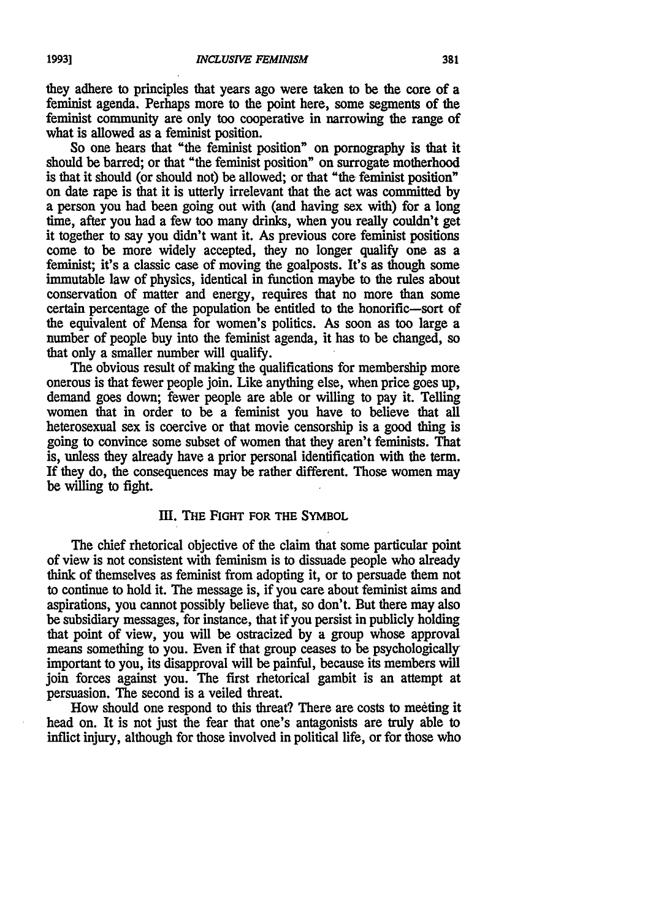they adhere to principles that years ago were taken to be the core of a feminist agenda. Perhaps more to the point here, some segments of the feminist community are only too cooperative in narrowing the range of what is allowed as a feminist position.

So one hears that "the feminist position" on pornography is that it should be barred; or that "the feminist position" on surrogate motherhood is that it should (or should not) be allowed; or that "the feminist position" on date rape is that it is utterly irrelevant that the act was committed by a person you had been going out with (and having sex with) for a long time, after you had a few too many drinks, when you really couldn't get it together to say you didn't want it. As previous core feminist positions come to be more widely accepted, they no longer qualify one as a feminist; it's a classic case of moving the goalposts. It's as though some immutable law of physics, identical in function maybe to the rules about conservation of matter and energy, requires that no more than some certain percentage of the population be entitled to the honorific—sort of the equivalent of Mensa for women's politics. As soon as too large a number of people buy into the feminist agenda, it has to be changed, so that only a smaller number will qualify.

The obvious result of making the qualifications for membership more onerous is that fewer people join. Like anything else, when price goes up, demand goes down; fewer people are able or willing to pay it. Telling women that in order to be a feminist you have to believe that all heterosexual sex is coercive or that movie censorship is a good thing is going to convince some subset of women that they aren't feminists. That is, unless they already have a prior personal identification with the term. If they do, the consequences may be rather different. Those women may be willing to fight.

## III. The Fight for the Symbol

The chief rhetorical objective of the claim that some particular point of view is not consistent with feminism is to dissuade people who already think of themselves as feminist from adopting it, or to persuade them not to continue to hold it. The message is, if you care about feminist aims and aspirations, you cannot possibly believe that, so don't. But there may also be subsidiary messages, for instance, that if you persist in publicly holding that point of view, you will be ostracized by a group whose approval means something to you. Even if that group ceases to be psychologically important to you, its disapproval will be painful, because its members will join forces against you. The first rhetorical gambit is an attempt at persuasion. The second is a veiled threat.

How should one respond to this threat? There are costs to meeting it head on. It is not just the fear that one's antagonists are truly able to inflict injury, although for those involved in political life, or for those who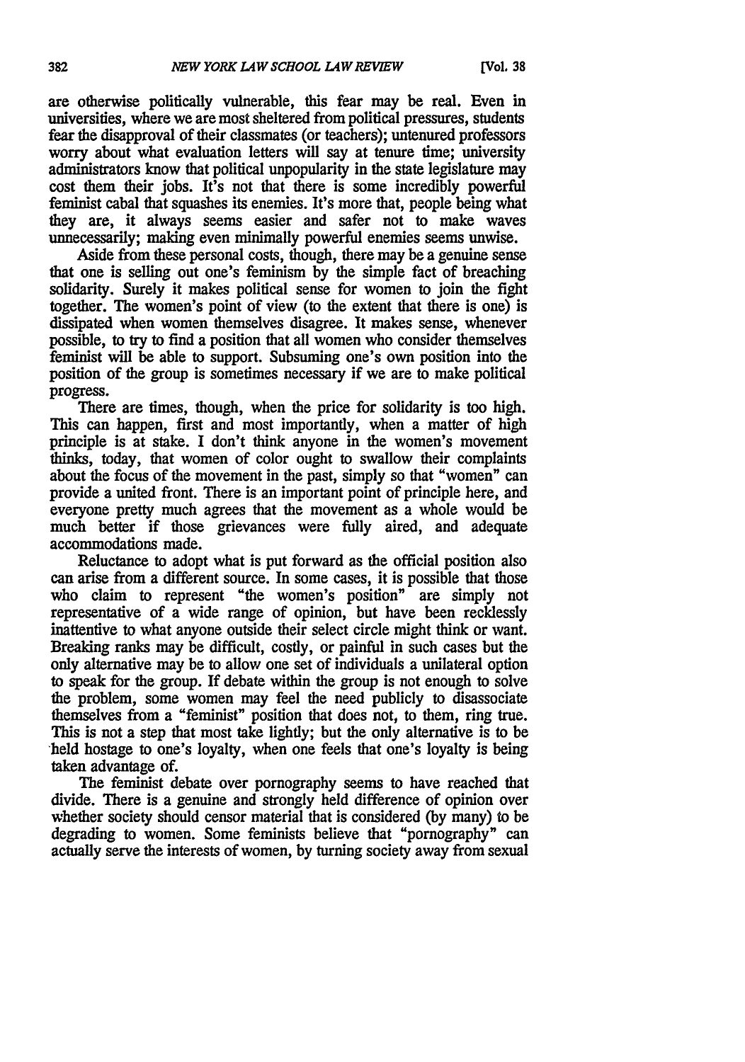are otherwise politically vulnerable, this fear may be real. Even in universities, where we are most sheltered from political pressures, students fear the disapproval of their classmates (or teachers); untenured professors worry about what evaluation letters will say at tenure time; university administrators know that political unpopularity in the state legislature may cost them their jobs. It's not that there is some incredibly powerful feminist cabal that squashes its enemies. It's more that, people being what they are, it always seems easier and safer not to make waves unnecessarily; making even minimally powerful enemies seems unwise.

Aside from these personal costs, though, there may be a genuine sense that one is selling out one's feminism by the simple fact of breaching solidarity. Surely it makes political sense for women to join the fight together. The women's point of view (to the extent that there is one) is dissipated when women themselves disagree. It makes sense, whenever possible, to try to find a position that all women who consider themselves feminist will be able to support. Subsuming one's own position into the position of the group is sometimes necessary if we are to make political progress.

There are times, though, when the price for solidarity is too high. This can happen, first and most importantly, when a matter of high principle is at stake. I don't think anyone in the women's movement thinks, today, that women of color ought to swallow their complaints about the focus of the movement in the past, simply so that "women" can provide a united front. There is an important point of principle here, and everyone pretty much agrees that the movement as a whole would be much better if those grievances were fully aired, and adequate accommodations made.

Reluctance to adopt what is put forward as the official position also can arise from a different source. In some cases, it is possible that those who claim to represent "the women's position" are simply not representative of a wide range of opinion, but have been recklessly inattentive to what anyone outside their select circle might think or want. Breaking ranks may be difficult, costly, or painful in such cases but the only alternative may be to allow one set of individuals a unilateral option to speak for the group. If debate within the group is not enough to solve the problem, some women may feel the need publicly to disassociate themselves from a "feminist" position that does not, to them, ring true. This is not a step that most take lightly; but the only alternative is to be held hostage to one's loyalty, when one feels that one's loyalty is being taken advantage of.

The feminist debate over pornography seems to have reached that divide. There is a genuine and strongly held difference of opinion over whether society should censor material that is considered (by many) to be degrading to women. Some feminists believe that "pornography" can actually serve the interests of women, by turning society away from sexual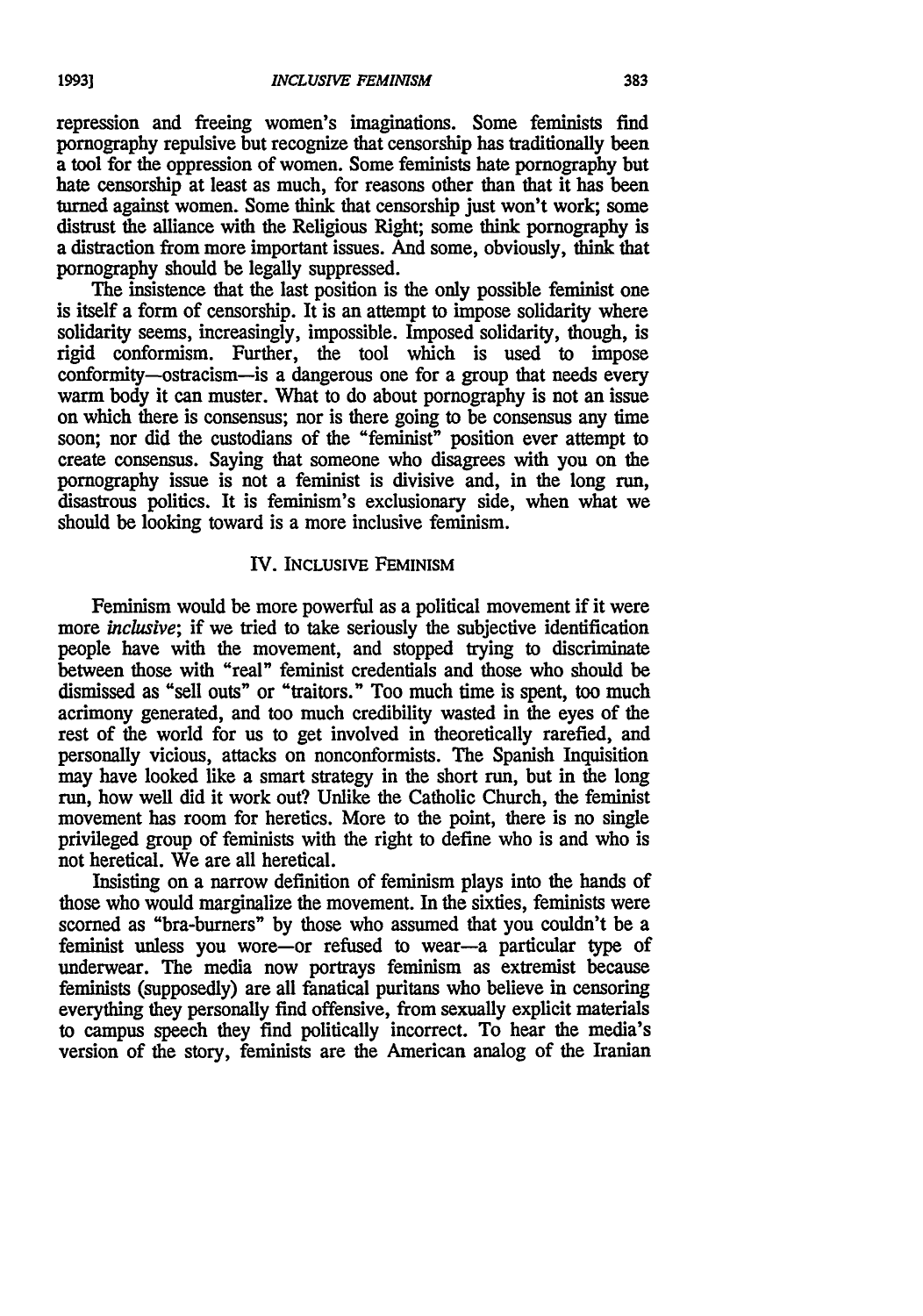repression and freeing women's imaginations. Some feminists find pornography repulsive but recognize that censorship has traditionally been a tool for the oppression of women. Some feminists hate pornography but hate censorship at least as much, for reasons other than that it has been turned against women. Some think that censorship just won't work; some distrust the alliance with the Religious Right; some think pornography is a distraction from more important issues. And some, obviously, think that pornography should be legally suppressed.

The insistence that the last position is the only possible feminist one is itself a form of censorship. It is an attempt to impose solidarity where solidarity seems, increasingly, impossible. Imposed solidarity, though, is rigid conformism. Further, the tool which is used to impose conformity—ostracism—is a dangerous one for a group that needs every warm body it can muster. What to do about pornography is not an issue on which there is consensus; nor is there going to be consensus any time soon; nor did the custodians of the "feminist" position ever attempt to create consensus. Saying that someone who disagrees with you on the pornography issue is not a feminist is divisive and, in the long run, disastrous politics. It is feminism's exclusionary side, when what we should be looking toward is a more inclusive feminism.

## IV. Inclusive Feminism

Feminism would be more powerful as a political movement if it were more *inclusive*; if we tried to take seriously the subjective identification people have with the movement, and stopped trying to discriminate between those with "real" feminist credentials and those who should be dismissed as "sell outs" or "traitors." Too much time is spent, too much acrimony generated, and too much credibility wasted in the eyes of the rest of the world for us to get involved in theoretically rarefied, and personally vicious, attacks on nonconformists. The Spanish Inquisition may have looked like a smart strategy in the short run, but in the long run, how well did it work out? Unlike the Catholic Church, the feminist movement has room for heretics. More to the point, there is no single privileged group of feminists with the right to define who is and who is not heretical. We are all heretical.

Insisting on a narrow definition of feminism plays into the hands of those who would marginalize the movement. In the sixties, feminists were scorned as "bra-burners" by those who assumed that you couldn't be a feminist unless you wore—or refused to wear—a particular type of underwear. The media now portrays feminism as extremist because feminists (supposedly) are all fanatical puritans who believe in censoring everything they personally find offensive, from sexually explicit materials to campus speech they find politically incorrect. To hear the media's version of the story, feminists are the American analog of the Iranian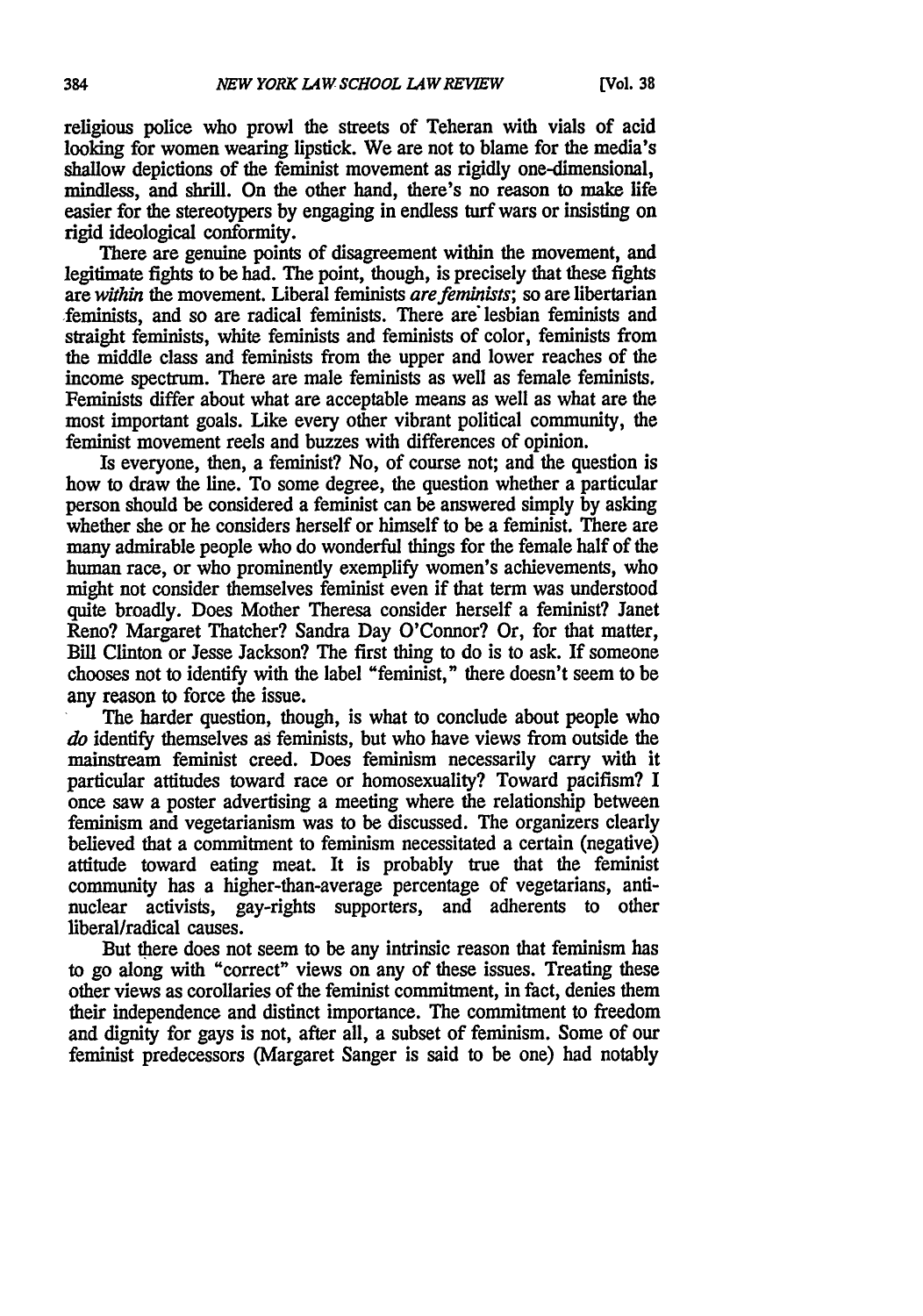religious police who prowl the streets of Teheran with vials of acid looking for women wearing lipstick. We are not to blame for the media's shallow depictions of the feminist movement as rigidly one-dimensional, mindless, and shrill. On the other hand, there's no reason to make life easier for the stereotypers by engaging in endless turf wars or insisting on rigid ideological conformity.

There are genuine points of disagreement within the movement, and legitimate fights to be had. The point, though, is precisely that these fights are *within* the movement. Liberal feminists *are feminists*; so are libertarian feminists, and so are radical feminists. There are lesbian feminists and straight feminists, white feminists and feminists of color, feminists from the middle class and feminists from the upper and lower reaches of the income spectrum. There are male feminists as well as female feminists. Feminists differ about what are acceptable means as well as what are the most important goals. Like every other vibrant political community, the feminist movement reels and buzzes with differences of opinion.

Is everyone, then, a feminist? No, of course not; and the question is how to draw the line. To some degree, the question whether a particular person should be considered a feminist can be answered simply by asking whether she or he considers herself or himself to be a feminist. There are many admirable people who do wonderful things for the female half of the human race, or who prominently exemplify women's achievements, who might not consider themselves feminist even if that term was understood quite broadly. Does Mother Theresa consider herself a feminist? Janet Reno? Margaret Thatcher? Sandra Day O'Connor? Or, for that matter, Bill Clinton or Jesse Jackson? The first thing to do is to ask. If someone chooses not to identify with the label "feminist," there doesn't seem to be any reason to force the issue.

The harder question, though, is what to conclude about people who *do* identify themselves as feminists, but who have views from outside the mainstream feminist creed. Does feminism necessarily carry with it particular attitudes toward race or homosexuality? Toward pacifism? I once saw a poster advertising a meeting where the relationship between feminism and vegetarianism was to be discussed. The organizers clearly believed that a commitment to feminism necessitated a certain (negative) attitude toward eating meat. It is probably true that the feminist community has a higher-than-average percentage of vegetarians, anti-nuclear activists, gay-rights supporters, and adherents to other liberal/radical causes.

But there does not seem to be any intrinsic reason that feminism has to go along with "correct" views on any of these issues. Treating these other views as corollaries of the feminist commitment, in fact, denies them their independence and distinct importance. The commitment to freedom and dignity for gays is not, after all, a subset of feminism. Some of our feminist predecessors (Margaret Sanger is said to be one) had notably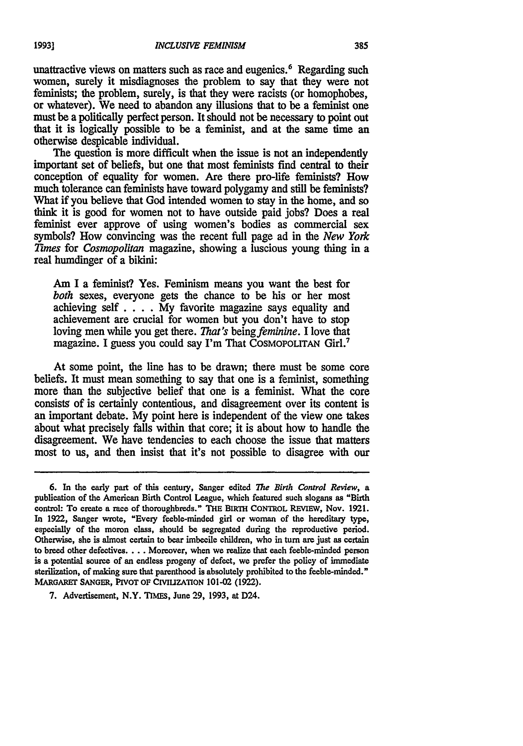unattractive views on matters such as race and eugenics.[6] Regarding such women, surely it misdiagnoses the problem to say that they were not feminists; the problem, surely, is that they were racists (or homophobes, or whatever). We need to abandon any illusions that to be a feminist one must be a politically perfect person. It should not be necessary to point out that it is logically possible to be a feminist, and at the same time an otherwise despicable individual.

The question is more difficult when the issue is not an independently important set of beliefs, but one that most feminists find central to their conception of equality for women. Are there pro-life feminists? How much tolerance can feminists have toward polygamy and still be feminists? What if you believe that God intended women to stay in the home, and so think it is good for women not to have outside paid jobs? Does a real feminist ever approve of using women's bodies as commercial sex symbols? How convincing was the recent full page ad in the *New York Times* for *Cosmopolitan* magazine, showing a luscious young thing in a real humdinger of a bikini:

> Am I a feminist? Yes. Feminism means you want the best for *both* sexes, everyone gets the chance to be his or her most achieving self . . . . My favorite magazine says equality and achievement are crucial for women but you don't have to stop loving men while you get there. *That's* being *feminine*. I love that magazine. I guess you could say I'm That COSMOPOLITAN Girl.[7]

At some point, the line has to be drawn; there must be some core beliefs. It must mean something to say that one is a feminist, something more than the subjective belief that one is a feminist. What the core consists of is certainly contentious, and disagreement over its content is an important debate. My point here is independent of the view one takes about what precisely falls within that core; it is about how to handle the disagreement. We have tendencies to each choose the issue that matters most to us, and then insist that it's not possible to disagree with our

---

6. In the early part of this century, Sanger edited *The Birth Control Review*, a publication of the American Birth Control League, which featured such slogans as "Birth control: To create a race of thoroughbreds." THE BIRTH CONTROL REVIEW, Nov. 1921. In 1922, Sanger wrote, "Every feeble-minded girl or woman of the hereditary type, especially of the moron class, should be segregated during the reproductive period. Otherwise, she is almost certain to bear imbecile children, who in turn are just as certain to breed other defectives. . . . Moreover, when we realize that each feeble-minded person is a potential source of an endless progeny of defect, we prefer the policy of immediate sterilization, of making sure that parenthood is absolutely prohibited to the feeble-minded." MARGARET SANGER, PIVOT OF CIVILIZATION 101-02 (1922).

7. Advertisement, N.Y. TIMES, June 29, 1993, at D24.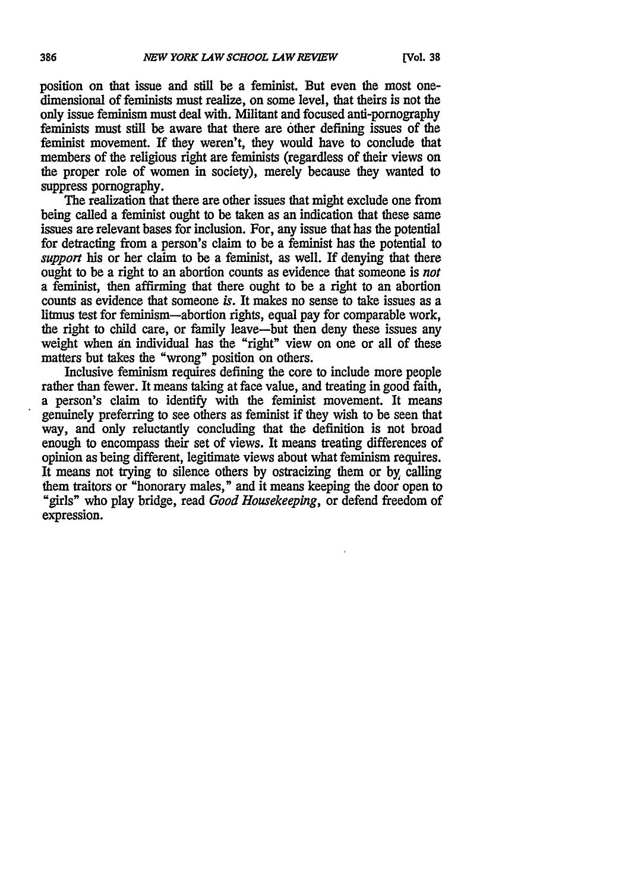position on that issue and still be a feminist. But even the most one-dimensional of feminists must realize, on some level, that theirs is not the only issue feminism must deal with. Militant and focused anti-pornography feminists must still be aware that there are other defining issues of the feminist movement. If they weren't, they would have to conclude that members of the religious right are feminists (regardless of their views on the proper role of women in society), merely because they wanted to suppress pornography.

The realization that there are other issues that might exclude one from being called a feminist ought to be taken as an indication that these same issues are relevant bases for inclusion. For, any issue that has the potential for detracting from a person's claim to be a feminist has the potential to *support* his or her claim to be a feminist, as well. If denying that there ought to be a right to an abortion counts as evidence that someone is *not* a feminist, then affirming that there ought to be a right to an abortion counts as evidence that someone *is*. It makes no sense to take issues as a litmus test for feminism—abortion rights, equal pay for comparable work, the right to child care, or family leave—but then deny these issues any weight when an individual has the "right" view on one or all of these matters but takes the "wrong" position on others.

Inclusive feminism requires defining the core to include more people rather than fewer. It means taking at face value, and treating in good faith, a person's claim to identify with the feminist movement. It means genuinely preferring to see others as feminist if they wish to be seen that way, and only reluctantly concluding that the definition is not broad enough to encompass their set of views. It means treating differences of opinion as being different, legitimate views about what feminism requires. It means not trying to silence others by ostracizing them or by calling them traitors or "honorary males," and it means keeping the door open to "girls" who play bridge, read *Good Housekeeping*, or defend freedom of expression.